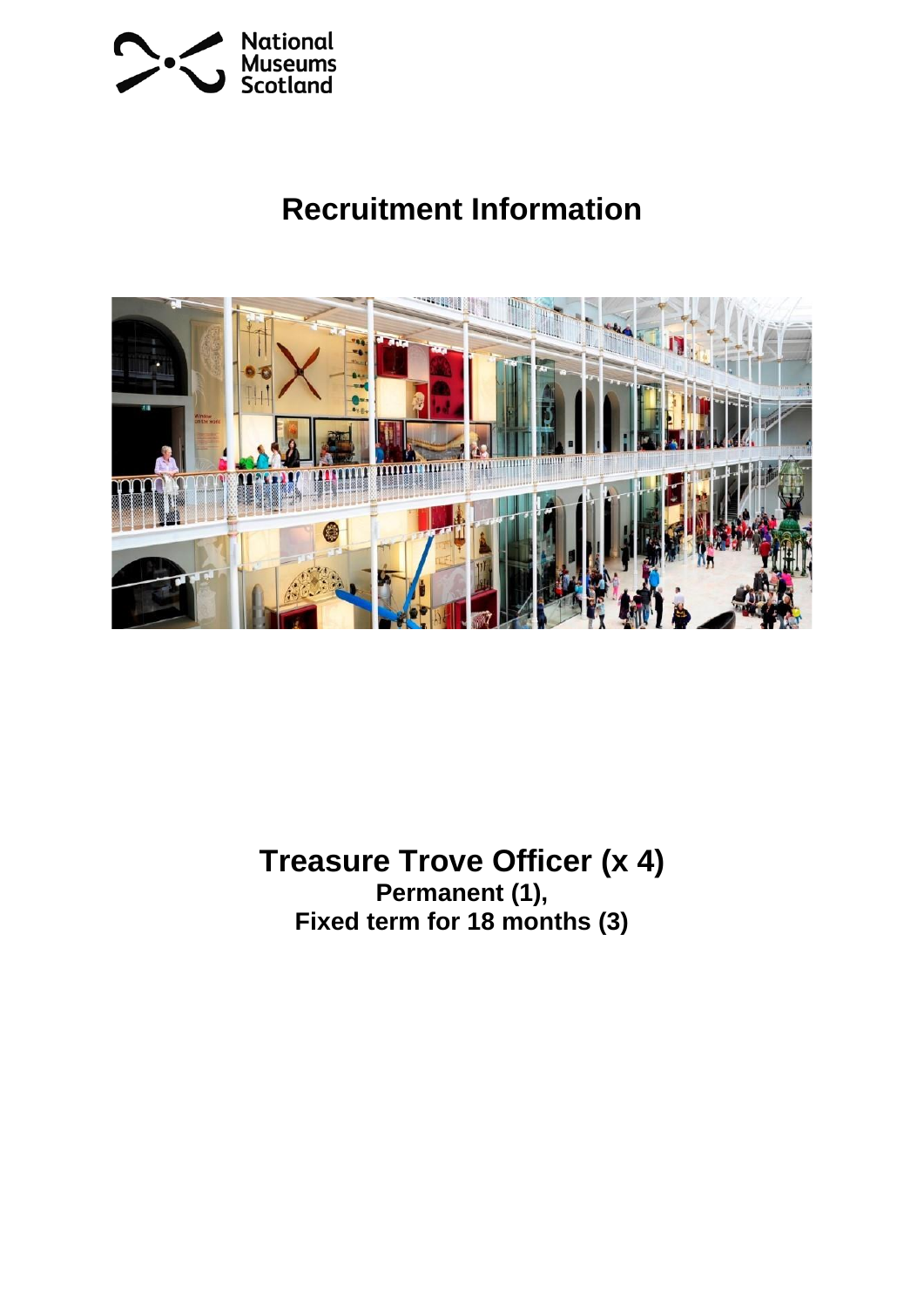National Museums Scotland

# Recruitment Information

# Treasure Trove Officer (x 4)

**Permanent (1),**
**Fixed term for 18 months (3)**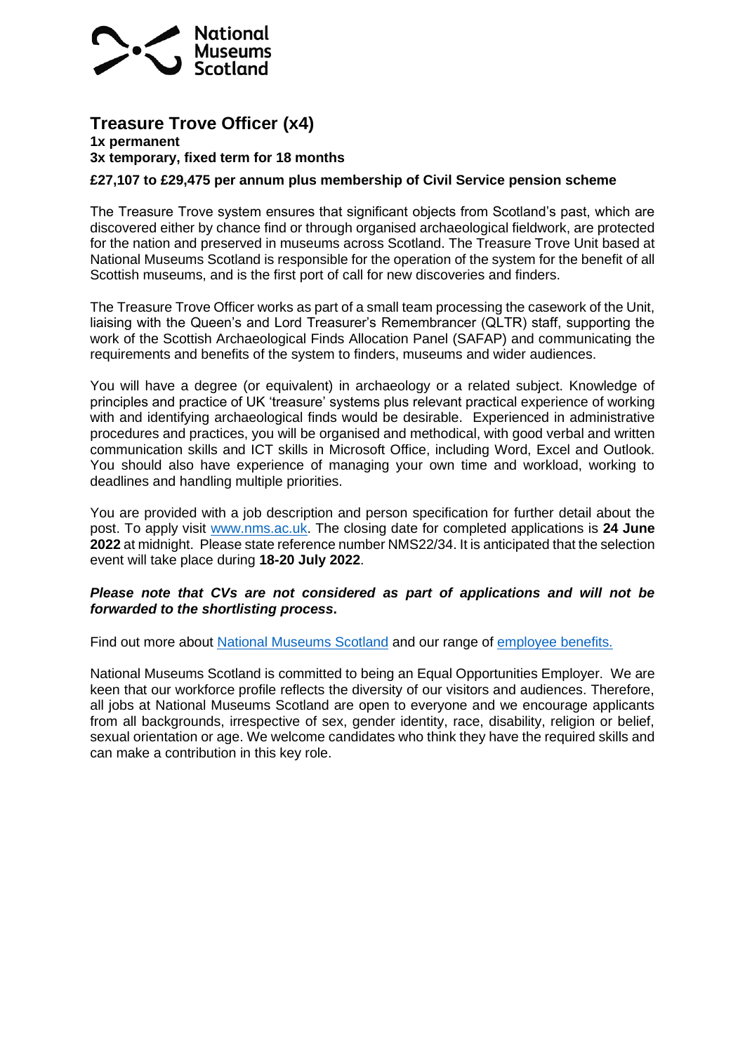National Museums Scotland

# Treasure Trove Officer (x4)

**1x permanent**
**3x temporary, fixed term for 18 months**

**£27,107 to £29,475 per annum plus membership of Civil Service pension scheme**

The Treasure Trove system ensures that significant objects from Scotland's past, which are discovered either by chance find or through organised archaeological fieldwork, are protected for the nation and preserved in museums across Scotland. The Treasure Trove Unit based at National Museums Scotland is responsible for the operation of the system for the benefit of all Scottish museums, and is the first port of call for new discoveries and finders.

The Treasure Trove Officer works as part of a small team processing the casework of the Unit, liaising with the Queen's and Lord Treasurer's Remembrancer (QLTR) staff, supporting the work of the Scottish Archaeological Finds Allocation Panel (SAFAP) and communicating the requirements and benefits of the system to finders, museums and wider audiences.

You will have a degree (or equivalent) in archaeology or a related subject. Knowledge of principles and practice of UK 'treasure' systems plus relevant practical experience of working with and identifying archaeological finds would be desirable. Experienced in administrative procedures and practices, you will be organised and methodical, with good verbal and written communication skills and ICT skills in Microsoft Office, including Word, Excel and Outlook. You should also have experience of managing your own time and workload, working to deadlines and handling multiple priorities.

You are provided with a job description and person specification for further detail about the post. To apply visit [www.nms.ac.uk](www.nms.ac.uk). The closing date for completed applications is **24 June 2022** at midnight. Please state reference number NMS22/34. It is anticipated that the selection event will take place during **18-20 July 2022**.

***Please note that CVs are not considered as part of applications and will not be forwarded to the shortlisting process*.**

Find out more about [National Museums Scotland]() and our range of [employee benefits.]()

National Museums Scotland is committed to being an Equal Opportunities Employer. We are keen that our workforce profile reflects the diversity of our visitors and audiences. Therefore, all jobs at National Museums Scotland are open to everyone and we encourage applicants from all backgrounds, irrespective of sex, gender identity, race, disability, religion or belief, sexual orientation or age. We welcome candidates who think they have the required skills and can make a contribution in this key role.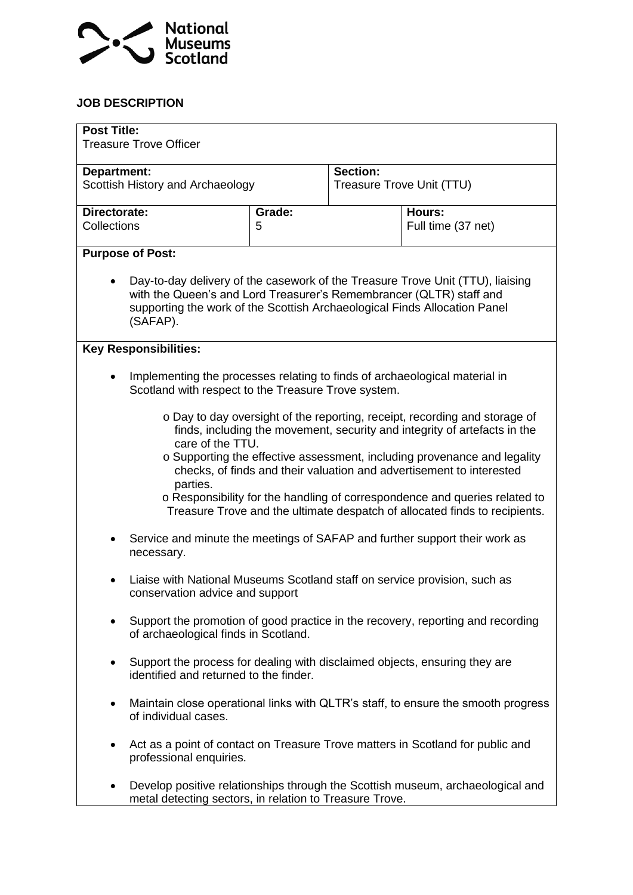National Museums Scotland

## JOB DESCRIPTION

| **Post Title:** Treasure Trove Officer | | |
|---|---|---|
| **Department:** Scottish History and Archaeology | **Section:** Treasure Trove Unit (TTU) | |
| **Directorate:** Collections | **Grade:** 5 | **Hours:** Full time (37 net) |

**Purpose of Post:**

- Day-to-day delivery of the casework of the Treasure Trove Unit (TTU), liaising with the Queen's and Lord Treasurer's Remembrancer (QLTR) staff and supporting the work of the Scottish Archaeological Finds Allocation Panel (SAFAP).

**Key Responsibilities:**

- Implementing the processes relating to finds of archaeological material in Scotland with respect to the Treasure Trove system.
  - Day to day oversight of the reporting, receipt, recording and storage of finds, including the movement, security and integrity of artefacts in the care of the TTU.
  - Supporting the effective assessment, including provenance and legality checks, of finds and their valuation and advertisement to interested parties.
  - Responsibility for the handling of correspondence and queries related to Treasure Trove and the ultimate despatch of allocated finds to recipients.
- Service and minute the meetings of SAFAP and further support their work as necessary.
- Liaise with National Museums Scotland staff on service provision, such as conservation advice and support
- Support the promotion of good practice in the recovery, reporting and recording of archaeological finds in Scotland.
- Support the process for dealing with disclaimed objects, ensuring they are identified and returned to the finder.
- Maintain close operational links with QLTR's staff, to ensure the smooth progress of individual cases.
- Act as a point of contact on Treasure Trove matters in Scotland for public and professional enquiries.
- Develop positive relationships through the Scottish museum, archaeological and metal detecting sectors, in relation to Treasure Trove.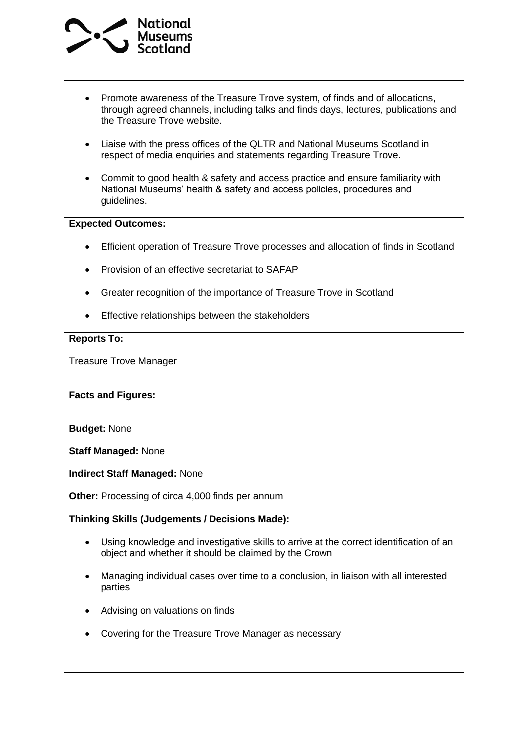- Promote awareness of the Treasure Trove system, of finds and of allocations, through agreed channels, including talks and finds days, lectures, publications and the Treasure Trove website.
- Liaise with the press offices of the QLTR and National Museums Scotland in respect of media enquiries and statements regarding Treasure Trove.
- Commit to good health & safety and access practice and ensure familiarity with National Museums' health & safety and access policies, procedures and guidelines.

**Expected Outcomes:**

- Efficient operation of Treasure Trove processes and allocation of finds in Scotland
- Provision of an effective secretariat to SAFAP
- Greater recognition of the importance of Treasure Trove in Scotland
- Effective relationships between the stakeholders

**Reports To:**

Treasure Trove Manager

**Facts and Figures:**

**Budget:** None

**Staff Managed:** None

**Indirect Staff Managed:** None

**Other:** Processing of circa 4,000 finds per annum

**Thinking Skills (Judgements / Decisions Made):**

- Using knowledge and investigative skills to arrive at the correct identification of an object and whether it should be claimed by the Crown
- Managing individual cases over time to a conclusion, in liaison with all interested parties
- Advising on valuations on finds
- Covering for the Treasure Trove Manager as necessary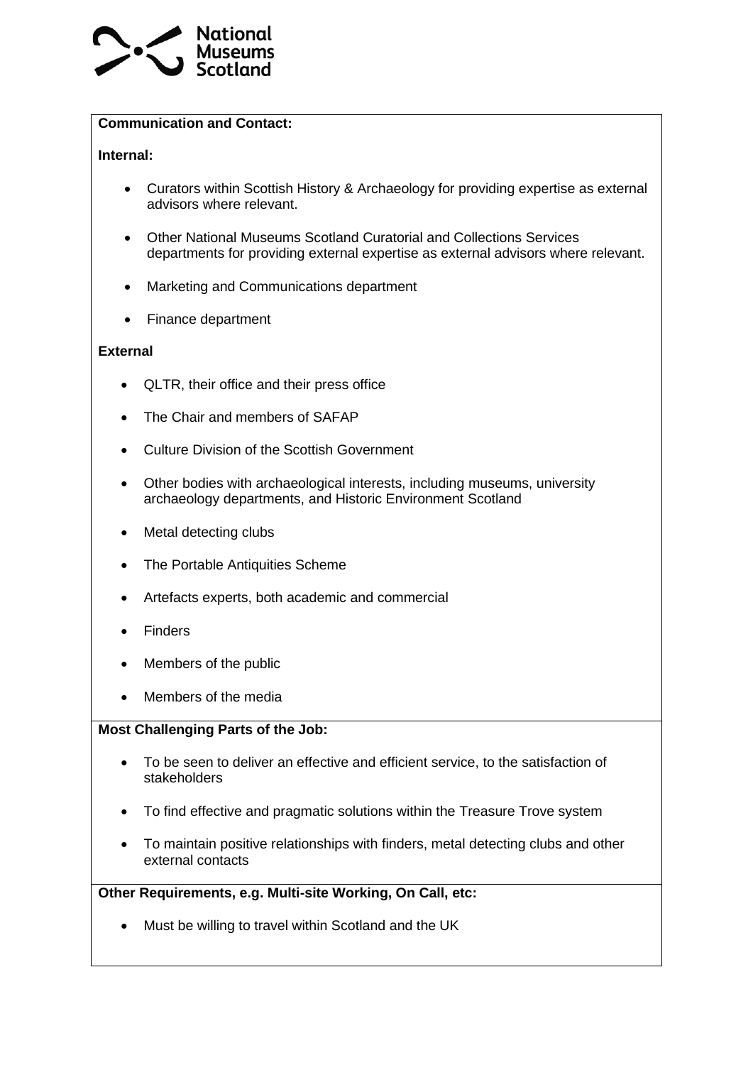**Communication and Contact:**

**Internal:**

- Curators within Scottish History & Archaeology for providing expertise as external advisors where relevant.
- Other National Museums Scotland Curatorial and Collections Services departments for providing external expertise as external advisors where relevant.
- Marketing and Communications department
- Finance department

**External**

- QLTR, their office and their press office
- The Chair and members of SAFAP
- Culture Division of the Scottish Government
- Other bodies with archaeological interests, including museums, university archaeology departments, and Historic Environment Scotland
- Metal detecting clubs
- The Portable Antiquities Scheme
- Artefacts experts, both academic and commercial
- Finders
- Members of the public
- Members of the media

**Most Challenging Parts of the Job:**

- To be seen to deliver an effective and efficient service, to the satisfaction of stakeholders
- To find effective and pragmatic solutions within the Treasure Trove system
- To maintain positive relationships with finders, metal detecting clubs and other external contacts

**Other Requirements, e.g. Multi-site Working, On Call, etc:**

- Must be willing to travel within Scotland and the UK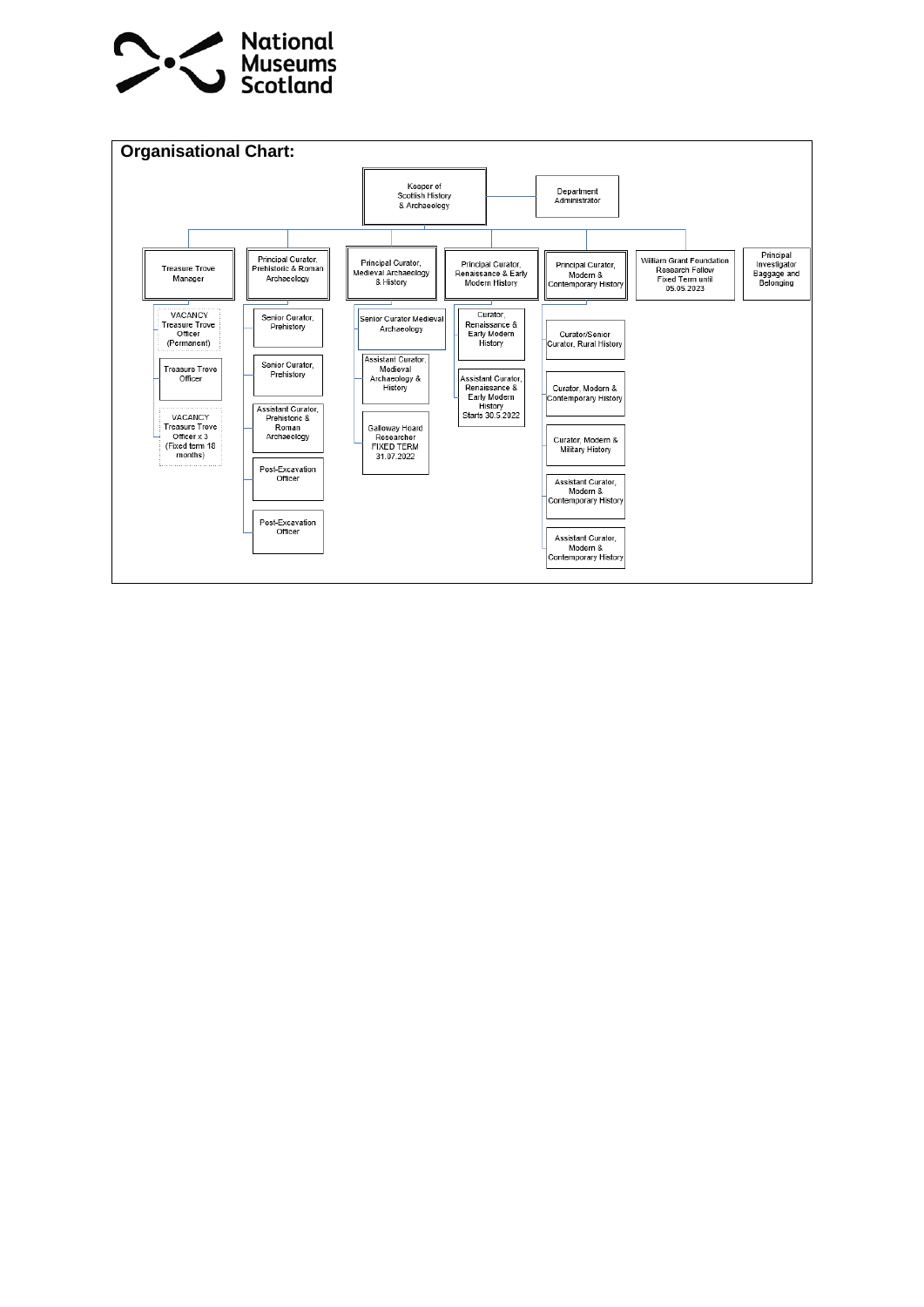## Organisational Chart:

- **Keeper of Scottish History & Archaeology**
  - Department Administrator
  - **Treasure Trove Manager**
    - VACANCY Treasure Trove Officer (Permanent)
    - Treasure Trove Officer
    - VACANCY Treasure Trove Officer x 3 (Fixed term 18 months)
  - **Principal Curator, Prehistoric & Roman Archaeology**
    - Senior Curator, Prehistory
    - Senior Curator, Prehistory
    - Assistant Curator, Prehistoric & Roman Archaeology
    - Post-Excavation Officer
    - Post-Excavation Officer
  - **Principal Curator, Medieval Archaeology & History**
    - Senior Curator Medieval Archaeology
    - Assistant Curator, Medieval Archaeology & History
    - Galloway Hoard Researcher FIXED TERM 31.07.2022
  - **Principal Curator, Renaissance & Early Modern History**
    - Curator, Renaissance & Early Modern History
    - Assistant Curator, Renaissance & Early Modern History Starts 30.5.2022
  - **Principal Curator, Modern & Contemporary History**
    - Curator/Senior Curator, Rural History
    - Curator, Modern & Contemporary History
    - Curator, Modern & Military History
    - Assistant Curator, Modern & Contemporary History
    - Assistant Curator, Modern & Contemporary History
  - **William Grant Foundation Research Fellow Fixed Term until 05.05.2023**
  - **Principal Investigator Baggage and Belonging**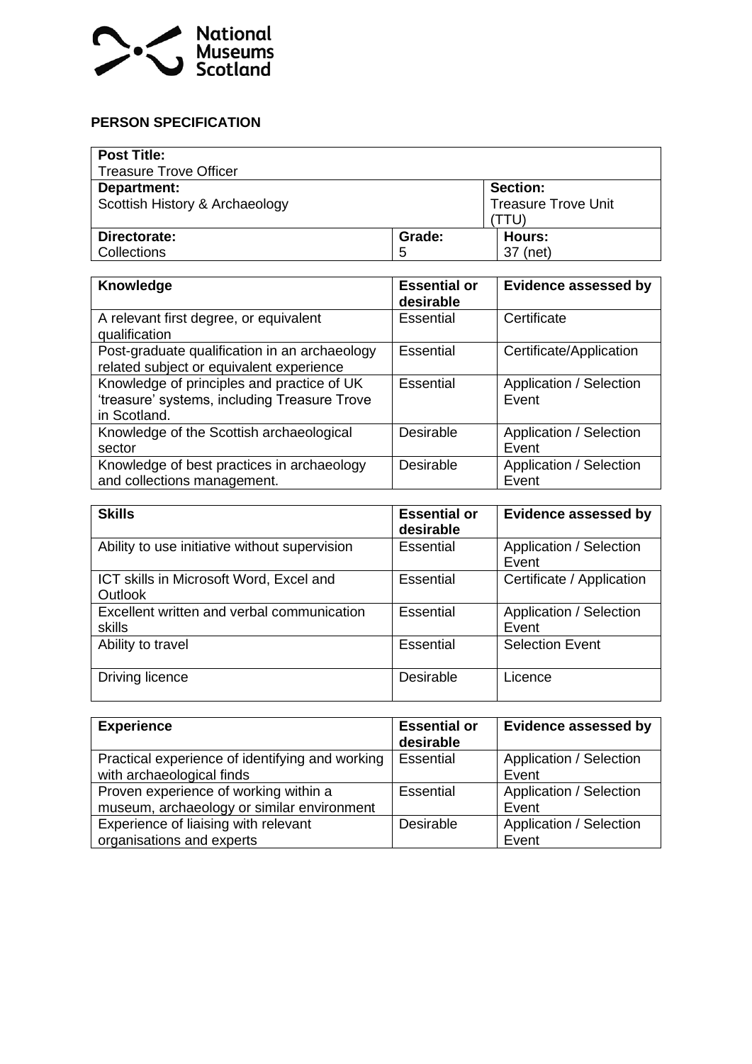National Museums Scotland

## PERSON SPECIFICATION

| **Post Title:** Treasure Trove Officer | | |
|---|---|---|
| **Department:** Scottish History & Archaeology | | **Section:** Treasure Trove Unit (TTU) |
| **Directorate:** Collections | **Grade:** 5 | **Hours:** 37 (net) |

| Knowledge | Essential or desirable | Evidence assessed by |
|---|---|---|
| A relevant first degree, or equivalent qualification | Essential | Certificate |
| Post-graduate qualification in an archaeology related subject or equivalent experience | Essential | Certificate/Application |
| Knowledge of principles and practice of UK 'treasure' systems, including Treasure Trove in Scotland. | Essential | Application / Selection Event |
| Knowledge of the Scottish archaeological sector | Desirable | Application / Selection Event |
| Knowledge of best practices in archaeology and collections management. | Desirable | Application / Selection Event |

| Skills | Essential or desirable | Evidence assessed by |
|---|---|---|
| Ability to use initiative without supervision | Essential | Application / Selection Event |
| ICT skills in Microsoft Word, Excel and Outlook | Essential | Certificate / Application |
| Excellent written and verbal communication skills | Essential | Application / Selection Event |
| Ability to travel | Essential | Selection Event |
| Driving licence | Desirable | Licence |

| Experience | Essential or desirable | Evidence assessed by |
|---|---|---|
| Practical experience of identifying and working with archaeological finds | Essential | Application / Selection Event |
| Proven experience of working within a museum, archaeology or similar environment | Essential | Application / Selection Event |
| Experience of liaising with relevant organisations and experts | Desirable | Application / Selection Event |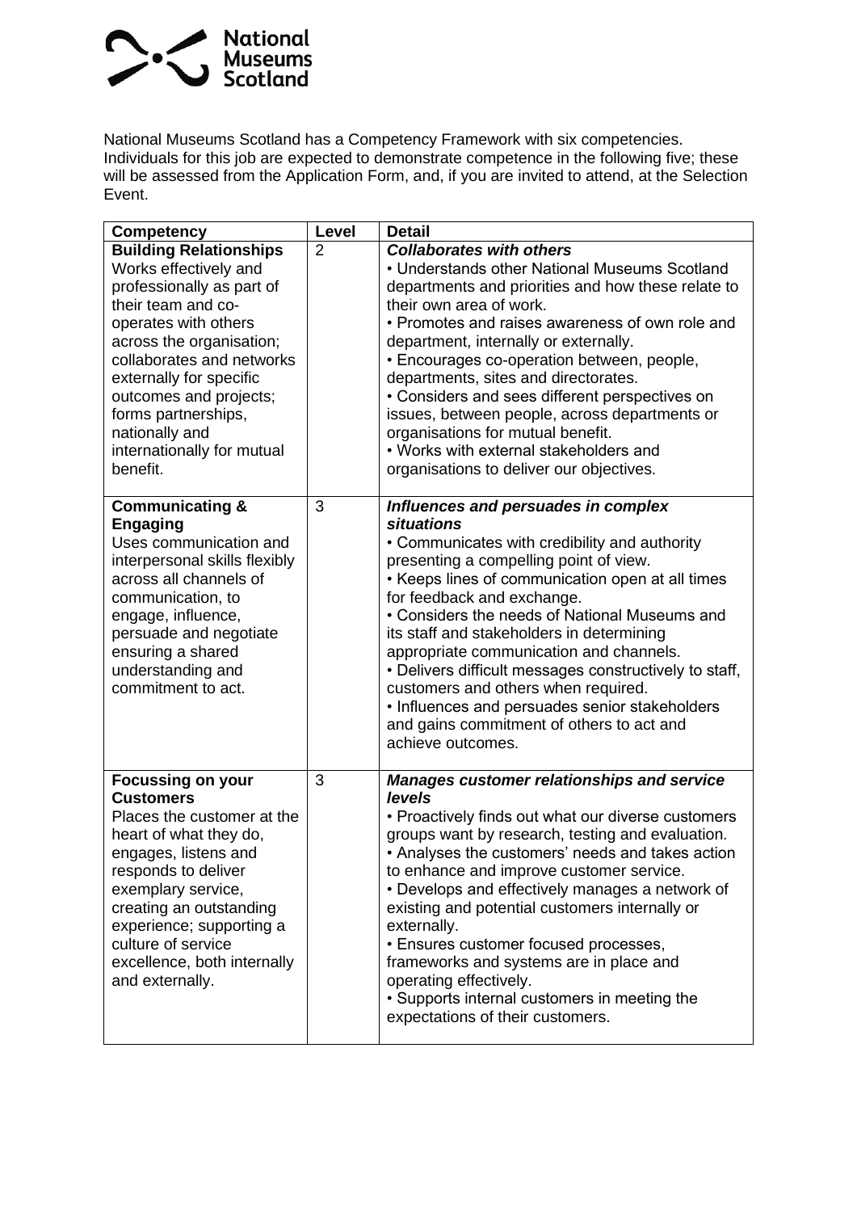National Museums Scotland has a Competency Framework with six competencies. Individuals for this job are expected to demonstrate competence in the following five; these will be assessed from the Application Form, and, if you are invited to attend, at the Selection Event.

| Competency | Level | Detail |
|---|---|---|
| **Building Relationships**<br>Works effectively and professionally as part of their team and co-operates with others across the organisation; collaborates and networks externally for specific outcomes and projects; forms partnerships, nationally and internationally for mutual benefit. | 2 | ***Collaborates with others***<br>• Understands other National Museums Scotland departments and priorities and how these relate to their own area of work.<br>• Promotes and raises awareness of own role and department, internally or externally.<br>• Encourages co-operation between, people, departments, sites and directorates.<br>• Considers and sees different perspectives on issues, between people, across departments or organisations for mutual benefit.<br>• Works with external stakeholders and organisations to deliver our objectives. |
| **Communicating & Engaging**<br>Uses communication and interpersonal skills flexibly across all channels of communication, to engage, influence, persuade and negotiate ensuring a shared understanding and commitment to act. | 3 | ***Influences and persuades in complex situations***<br>• Communicates with credibility and authority presenting a compelling point of view.<br>• Keeps lines of communication open at all times for feedback and exchange.<br>• Considers the needs of National Museums and its staff and stakeholders in determining appropriate communication and channels.<br>• Delivers difficult messages constructively to staff, customers and others when required.<br>• Influences and persuades senior stakeholders and gains commitment of others to act and achieve outcomes. |
| **Focussing on your Customers**<br>Places the customer at the heart of what they do, engages, listens and responds to deliver exemplary service, creating an outstanding experience; supporting a culture of service excellence, both internally and externally. | 3 | ***Manages customer relationships and service levels***<br>• Proactively finds out what our diverse customers groups want by research, testing and evaluation.<br>• Analyses the customers' needs and takes action to enhance and improve customer service.<br>• Develops and effectively manages a network of existing and potential customers internally or externally.<br>• Ensures customer focused processes, frameworks and systems are in place and operating effectively.<br>• Supports internal customers in meeting the expectations of their customers. |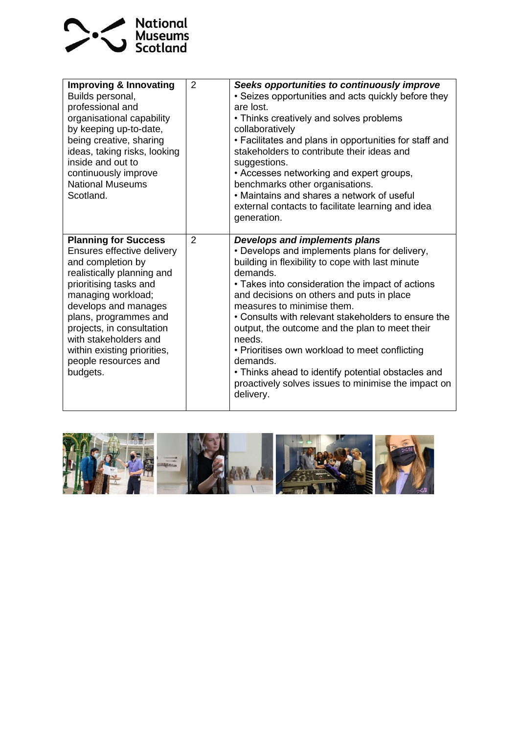| | | |
|---|---|---|
| **Improving & Innovating**<br>Builds personal, professional and organisational capability by keeping up-to-date, being creative, sharing ideas, taking risks, looking inside and out to continuously improve National Museums Scotland. | 2 | ***Seeks opportunities to continuously improve***<br>• Seizes opportunities and acts quickly before they are lost.<br>• Thinks creatively and solves problems collaboratively<br>• Facilitates and plans in opportunities for staff and stakeholders to contribute their ideas and suggestions.<br>• Accesses networking and expert groups, benchmarks other organisations.<br>• Maintains and shares a network of useful external contacts to facilitate learning and idea generation. |
| **Planning for Success**<br>Ensures effective delivery and completion by realistically planning and prioritising tasks and managing workload; develops and manages plans, programmes and projects, in consultation with stakeholders and within existing priorities, people resources and budgets. | 2 | ***Develops and implements plans***<br>• Develops and implements plans for delivery, building in flexibility to cope with last minute demands.<br>• Takes into consideration the impact of actions and decisions on others and puts in place measures to minimise them.<br>• Consults with relevant stakeholders to ensure the output, the outcome and the plan to meet their needs.<br>• Prioritises own workload to meet conflicting demands.<br>• Thinks ahead to identify potential obstacles and proactively solves issues to minimise the impact on delivery. |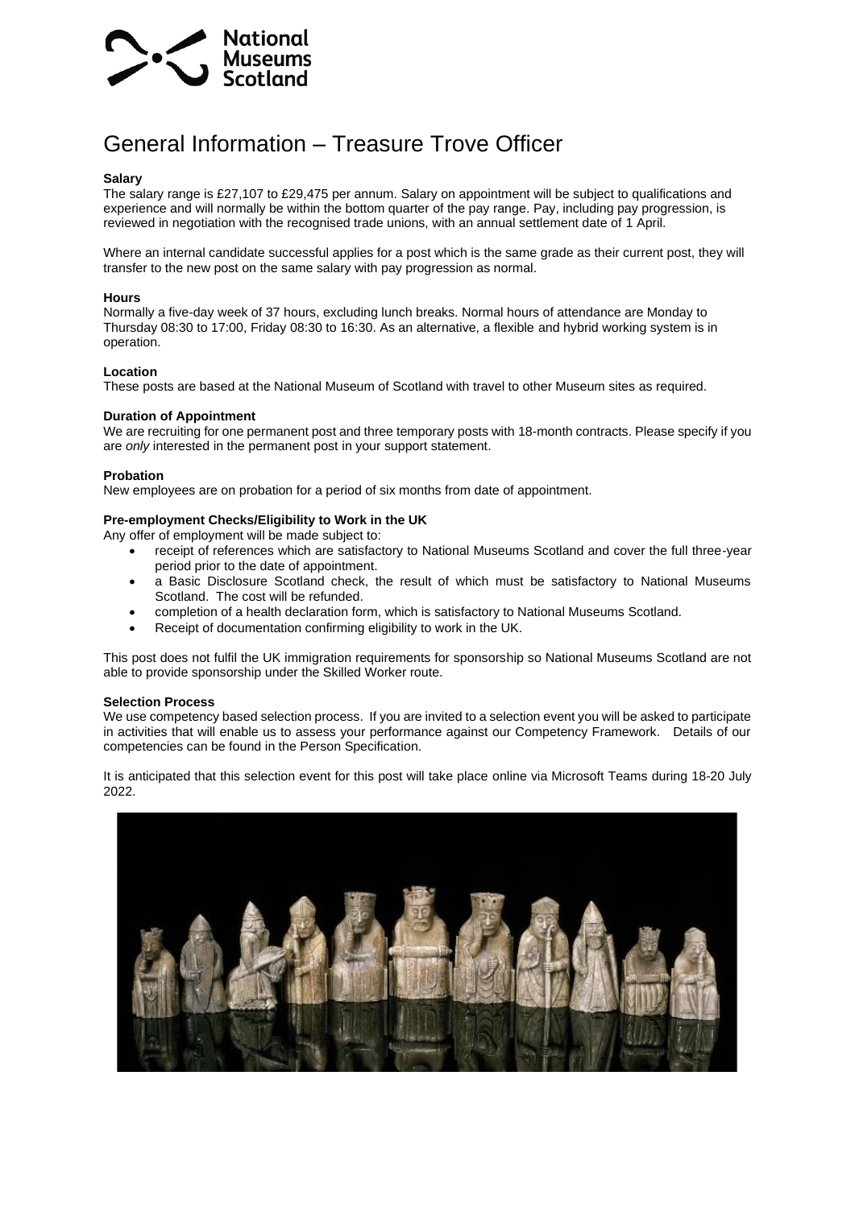# General Information – Treasure Trove Officer

**Salary**
The salary range is £27,107 to £29,475 per annum. Salary on appointment will be subject to qualifications and experience and will normally be within the bottom quarter of the pay range. Pay, including pay progression, is reviewed in negotiation with the recognised trade unions, with an annual settlement date of 1 April.

Where an internal candidate successful applies for a post which is the same grade as their current post, they will transfer to the new post on the same salary with pay progression as normal.

**Hours**
Normally a five-day week of 37 hours, excluding lunch breaks. Normal hours of attendance are Monday to Thursday 08:30 to 17:00, Friday 08:30 to 16:30. As an alternative, a flexible and hybrid working system is in operation.

**Location**
These posts are based at the National Museum of Scotland with travel to other Museum sites as required.

**Duration of Appointment**
We are recruiting for one permanent post and three temporary posts with 18-month contracts. Please specify if you are *only* interested in the permanent post in your support statement.

**Probation**
New employees are on probation for a period of six months from date of appointment.

**Pre-employment Checks/Eligibility to Work in the UK**
Any offer of employment will be made subject to:

- receipt of references which are satisfactory to National Museums Scotland and cover the full three-year period prior to the date of appointment.
- a Basic Disclosure Scotland check, the result of which must be satisfactory to National Museums Scotland. The cost will be refunded.
- completion of a health declaration form, which is satisfactory to National Museums Scotland.
- Receipt of documentation confirming eligibility to work in the UK.

This post does not fulfil the UK immigration requirements for sponsorship so National Museums Scotland are not able to provide sponsorship under the Skilled Worker route.

**Selection Process**
We use competency based selection process. If you are invited to a selection event you will be asked to participate in activities that will enable us to assess your performance against our Competency Framework. Details of our competencies can be found in the Person Specification.

It is anticipated that this selection event for this post will take place online via Microsoft Teams during 18-20 July 2022.